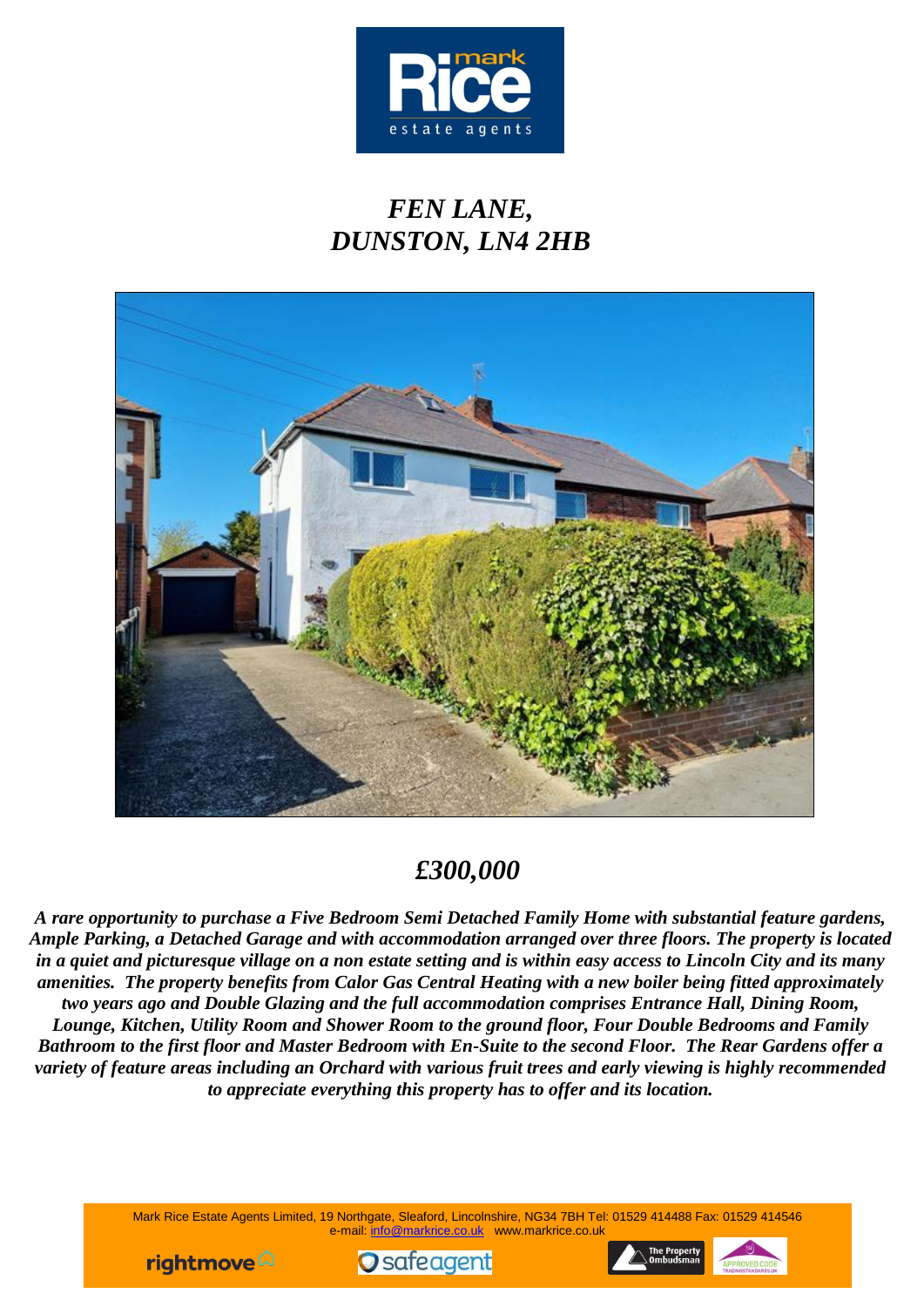# *FEN LANE, DUNSTON, LN4 2HB*

## *£300,000*

***A rare opportunity to purchase a Five Bedroom Semi Detached Family Home with substantial feature gardens, Ample Parking, a Detached Garage and with accommodation arranged over three floors. The property is located in a quiet and picturesque village on a non estate setting and is within easy access to Lincoln City and its many amenities. The property benefits from Calor Gas Central Heating with a new boiler being fitted approximately two years ago and Double Glazing and the full accommodation comprises Entrance Hall, Dining Room, Lounge, Kitchen, Utility Room and Shower Room to the ground floor, Four Double Bedrooms and Family Bathroom to the first floor and Master Bedroom with En-Suite to the second Floor. The Rear Gardens offer a variety of feature areas including an Orchard with various fruit trees and early viewing is highly recommended to appreciate everything this property has to offer and its location.***

Mark Rice Estate Agents Limited, 19 Northgate, Sleaford, Lincolnshire, NG34 7BH Tel: 01529 414488 Fax: 01529 414546
e-mail: info@markrice.co.uk www.markrice.co.uk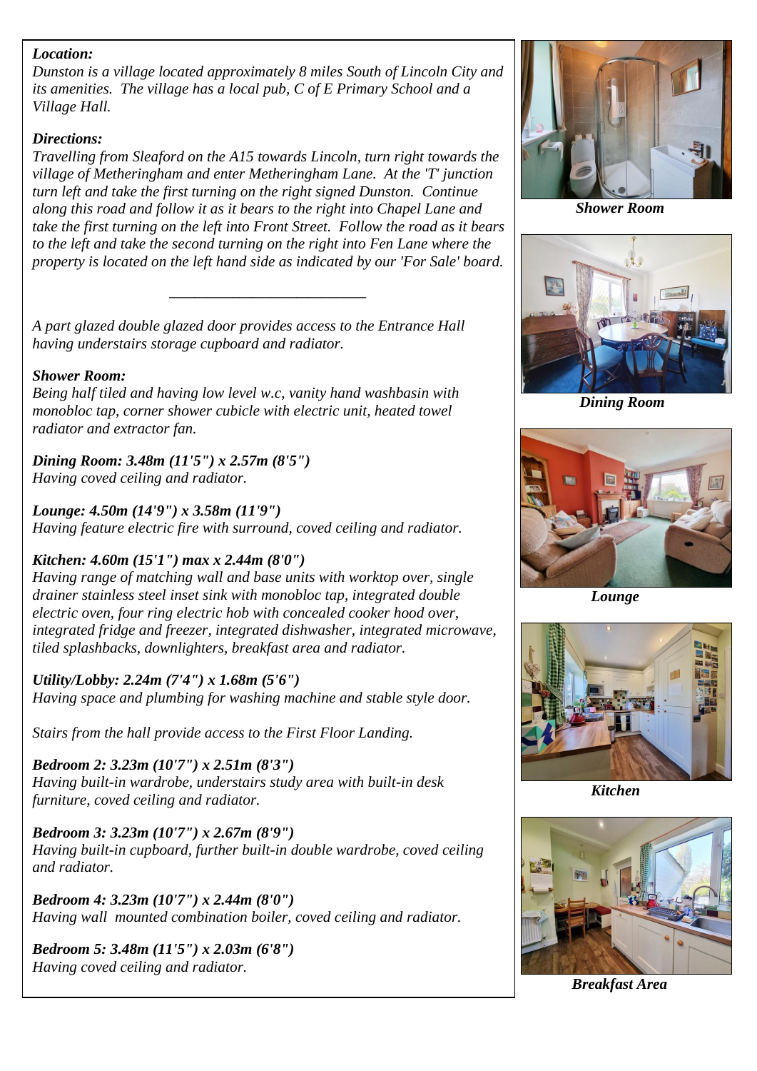***Location:***
*Dunston is a village located approximately 8 miles South of Lincoln City and its amenities. The village has a local pub, C of E Primary School and a Village Hall.*

***Directions:***
*Travelling from Sleaford on the A15 towards Lincoln, turn right towards the village of Metheringham and enter Metheringham Lane. At the 'T' junction turn left and take the first turning on the right signed Dunston. Continue along this road and follow it as it bears to the right into Chapel Lane and take the first turning on the left into Front Street. Follow the road as it bears to the left and take the second turning on the right into Fen Lane where the property is located on the left hand side as indicated by our 'For Sale' board.*

---

*A part glazed double glazed door provides access to the Entrance Hall having understairs storage cupboard and radiator.*

***Shower Room:***
*Being half tiled and having low level w.c, vanity hand washbasin with monobloc tap, corner shower cubicle with electric unit, heated towel radiator and extractor fan.*

***Dining Room: 3.48m (11'5") x 2.57m (8'5")***
*Having coved ceiling and radiator.*

***Lounge: 4.50m (14'9") x 3.58m (11'9")***
*Having feature electric fire with surround, coved ceiling and radiator.*

***Kitchen: 4.60m (15'1") max x 2.44m (8'0")***
*Having range of matching wall and base units with worktop over, single drainer stainless steel inset sink with monobloc tap, integrated double electric oven, four ring electric hob with concealed cooker hood over, integrated fridge and freezer, integrated dishwasher, integrated microwave, tiled splashbacks, downlighters, breakfast area and radiator.*

***Utility/Lobby: 2.24m (7'4") x 1.68m (5'6")***
*Having space and plumbing for washing machine and stable style door.*

*Stairs from the hall provide access to the First Floor Landing.*

***Bedroom 2: 3.23m (10'7") x 2.51m (8'3")***
*Having built-in wardrobe, understairs study area with built-in desk furniture, coved ceiling and radiator.*

***Bedroom 3: 3.23m (10'7") x 2.67m (8'9")***
*Having built-in cupboard, further built-in double wardrobe, coved ceiling and radiator.*

***Bedroom 4: 3.23m (10'7") x 2.44m (8'0")***
*Having wall mounted combination boiler, coved ceiling and radiator.*

***Bedroom 5: 3.48m (11'5") x 2.03m (6'8")***
*Having coved ceiling and radiator.*

***Shower Room***

***Dining Room***

***Lounge***

***Kitchen***

***Breakfast Area***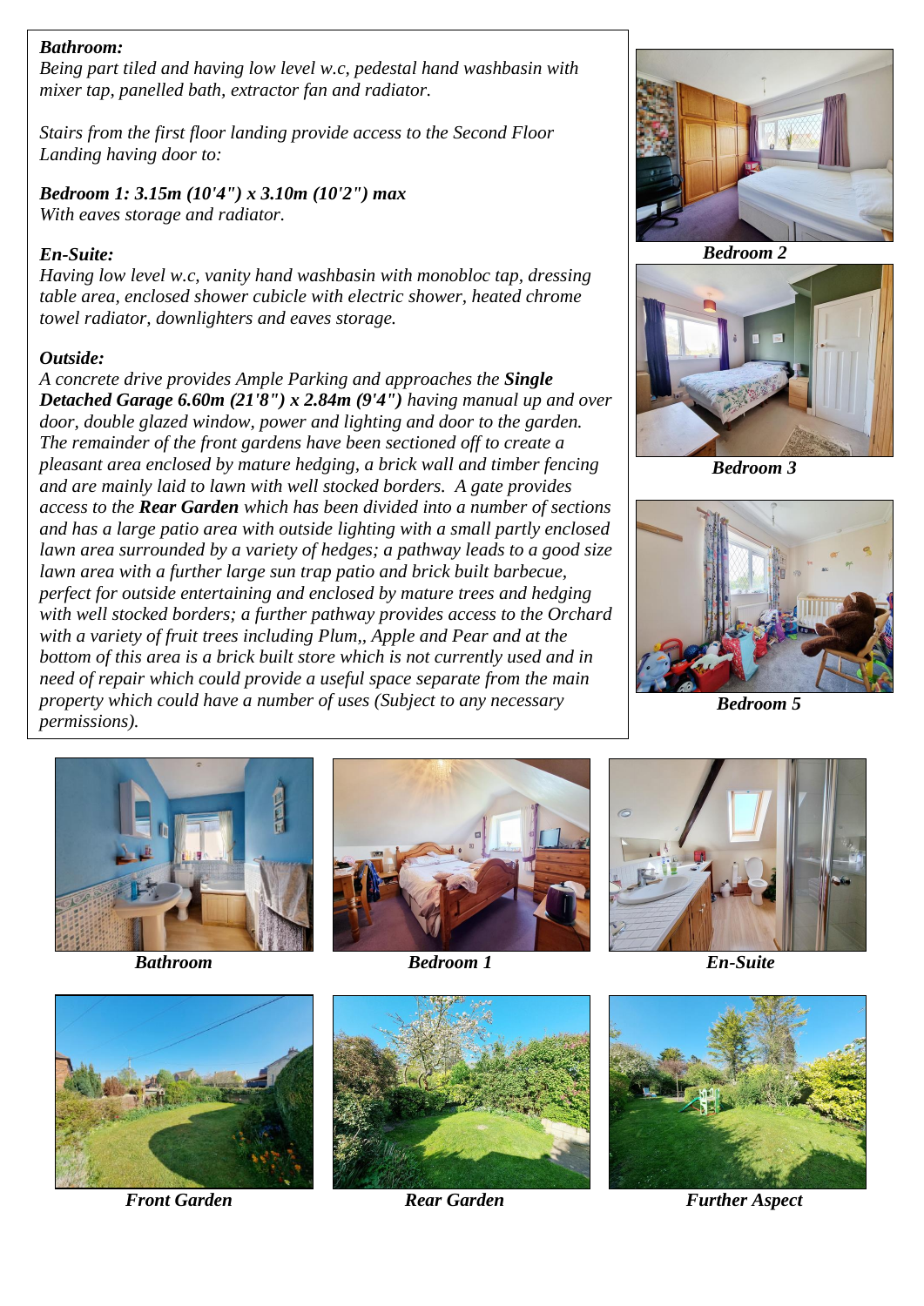***Bathroom:***
*Being part tiled and having low level w.c, pedestal hand washbasin with mixer tap, panelled bath, extractor fan and radiator.*

*Stairs from the first floor landing provide access to the Second Floor Landing having door to:*

***Bedroom 1: 3.15m (10'4") x 3.10m (10'2") max***
*With eaves storage and radiator.*

***En-Suite:***
*Having low level w.c, vanity hand washbasin with monobloc tap, dressing table area, enclosed shower cubicle with electric shower, heated chrome towel radiator, downlighters and eaves storage.*

***Outside:***
*A concrete drive provides Ample Parking and approaches the **Single Detached Garage 6.60m (21'8") x 2.84m (9'4")** having manual up and over door, double glazed window, power and lighting and door to the garden. The remainder of the front gardens have been sectioned off to create a pleasant area enclosed by mature hedging, a brick wall and timber fencing and are mainly laid to lawn with well stocked borders. A gate provides access to the **Rear Garden** which has been divided into a number of sections and has a large patio area with outside lighting with a small partly enclosed lawn area surrounded by a variety of hedges; a pathway leads to a good size lawn area with a further large sun trap patio and brick built barbecue, perfect for outside entertaining and enclosed by mature trees and hedging with well stocked borders; a further pathway provides access to the Orchard with a variety of fruit trees including Plum,, Apple and Pear and at the bottom of this area is a brick built store which is not currently used and in need of repair which could provide a useful space separate from the main property which could have a number of uses (Subject to any necessary permissions).*

***Bedroom 2***

***Bedroom 3***

***Bedroom 5***

***Bathroom***

***Bedroom 1***

***En-Suite***

***Front Garden***

***Rear Garden***

***Further Aspect***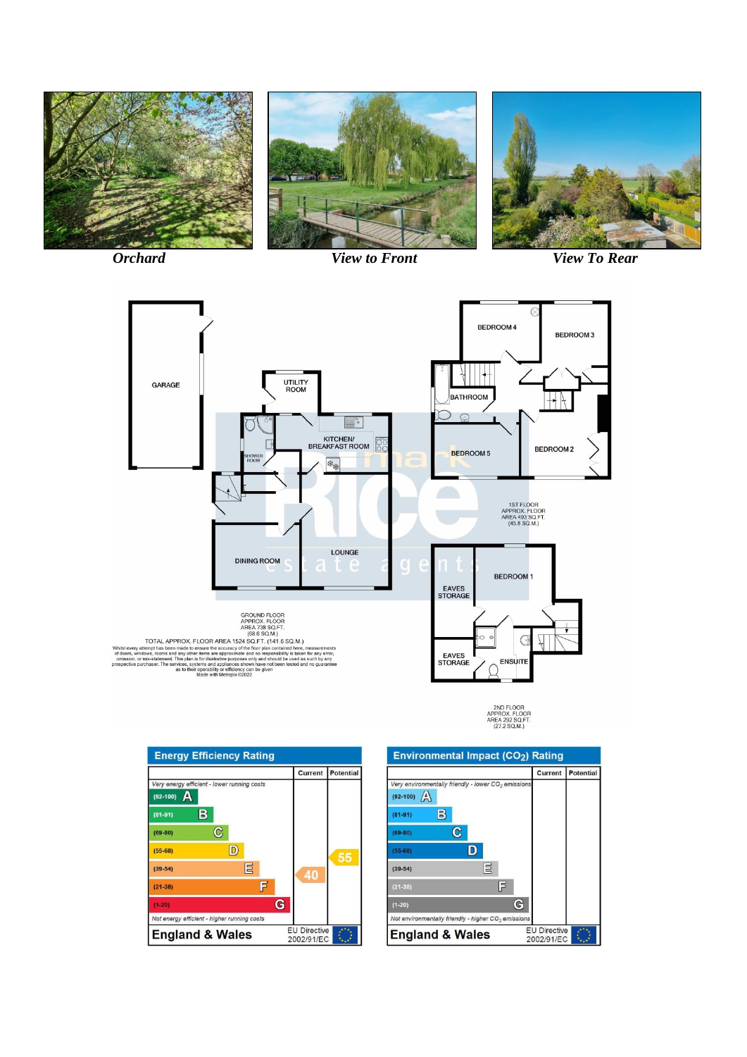*Orchard*

*View to Front*

*View To Rear*

GARAGE

UTILITY ROOM

KITCHEN/ BREAKFAST ROOM

SHOWER ROOM

DINING ROOM

LOUNGE

BEDROOM 4

BEDROOM 3

BATHROOM

BEDROOM 5

BEDROOM 2

1ST FLOOR
APPROX. FLOOR
AREA 493 SQ.FT.
(45.8 SQ.M.)

EAVES STORAGE

BEDROOM 1

EAVES STORAGE

ENSUITE

GROUND FLOOR
APPROX. FLOOR
AREA 738 SQ.FT.
(68.6 SQ.M.)

TOTAL APPROX. FLOOR AREA 1524 SQ.FT. (141.6 SQ.M.)

Whilst every attempt has been made to ensure the accuracy of the floor plan contained here, measurements of doors, windows, rooms and any other items are approximate and no responsibility is taken for any error, omission, or mis-statement. This plan is for illustrative purposes only and should be used as such by any prospective purchaser. The services, systems and appliances shown have not been tested and no guarantee as to their operability or efficiency can be given
Made with Metropix ©2022

2ND FLOOR
APPROX. FLOOR
AREA 292 SQ.FT.
(27.2 SQ.M.)

## Energy Efficiency Rating

| | Current | Potential |
|---|---|---|
| *Very energy efficient - lower running costs* | | |
| (92-100) A | | |
| (81-91) B | | |
| (69-80) C | | |
| (55-68) D | | 55 |
| (39-54) E | | |
| (21-38) F | 40 | |
| (1-20) G | | |
| *Not energy efficient - higher running costs* | | |
| England & Wales | EU Directive 2002/91/EC | |

## Environmental Impact ($CO_2$) Rating

| | Current | Potential |
|---|---|---|
| *Very environmentally friendly - lower $CO_2$ emissions* | | |
| (92-100) A | | |
| (81-91) B | | |
| (69-80) C | | |
| (55-68) D | | |
| (39-54) E | | |
| (21-38) F | | |
| (1-20) G | | |
| *Not environmentally friendly - higher $CO_2$ emissions* | | |
| England & Wales | EU Directive 2002/91/EC | |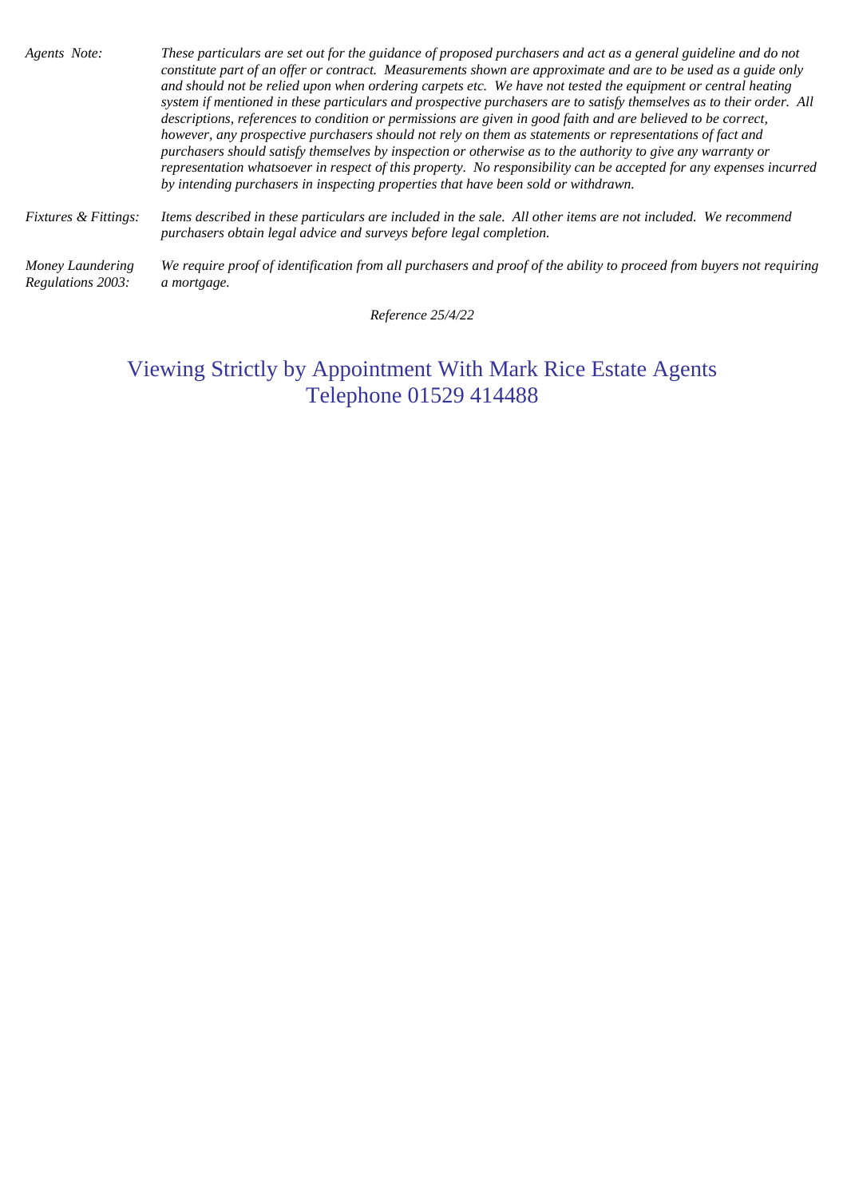*Agents Note:* *These particulars are set out for the guidance of proposed purchasers and act as a general guideline and do not constitute part of an offer or contract. Measurements shown are approximate and are to be used as a guide only and should not be relied upon when ordering carpets etc. We have not tested the equipment or central heating system if mentioned in these particulars and prospective purchasers are to satisfy themselves as to their order. All descriptions, references to condition or permissions are given in good faith and are believed to be correct, however, any prospective purchasers should not rely on them as statements or representations of fact and purchasers should satisfy themselves by inspection or otherwise as to the authority to give any warranty or representation whatsoever in respect of this property. No responsibility can be accepted for any expenses incurred by intending purchasers in inspecting properties that have been sold or withdrawn.*

*Fixtures & Fittings:* *Items described in these particulars are included in the sale. All other items are not included. We recommend purchasers obtain legal advice and surveys before legal completion.*

*Money Laundering Regulations 2003:* *We require proof of identification from all purchasers and proof of the ability to proceed from buyers not requiring a mortgage.*

*Reference 25/4/22*

## Viewing Strictly by Appointment With Mark Rice Estate Agents
## Telephone 01529 414488